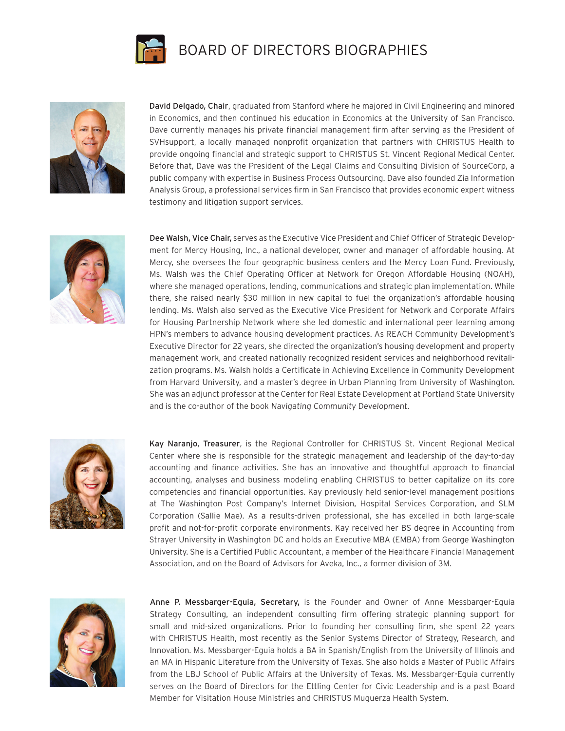# BOARD OF DIRECTORS BIOGRAPHIES

**David Delgado, Chair**, graduated from Stanford where he majored in Civil Engineering and minored in Economics, and then continued his education in Economics at the University of San Francisco. Dave currently manages his private financial management firm after serving as the President of SVHsupport, a locally managed nonprofit organization that partners with CHRISTUS Health to provide ongoing financial and strategic support to CHRISTUS St. Vincent Regional Medical Center. Before that, Dave was the President of the Legal Claims and Consulting Division of SourceCorp, a public company with expertise in Business Process Outsourcing. Dave also founded Zia Information Analysis Group, a professional services firm in San Francisco that provides economic expert witness testimony and litigation support services.

**Dee Walsh, Vice Chair,** serves as the Executive Vice President and Chief Officer of Strategic Development for Mercy Housing, Inc., a national developer, owner and manager of affordable housing. At Mercy, she oversees the four geographic business centers and the Mercy Loan Fund. Previously, Ms. Walsh was the Chief Operating Officer at Network for Oregon Affordable Housing (NOAH), where she managed operations, lending, communications and strategic plan implementation. While there, she raised nearly $30 million in new capital to fuel the organization's affordable housing lending. Ms. Walsh also served as the Executive Vice President for Network and Corporate Affairs for Housing Partnership Network where she led domestic and international peer learning among HPN's members to advance housing development practices. As REACH Community Development's Executive Director for 22 years, she directed the organization's housing development and property management work, and created nationally recognized resident services and neighborhood revitalization programs. Ms. Walsh holds a Certificate in Achieving Excellence in Community Development from Harvard University, and a master's degree in Urban Planning from University of Washington. She was an adjunct professor at the Center for Real Estate Development at Portland State University and is the co-author of the book *Navigating Community Development*.

**Kay Naranjo, Treasurer**, is the Regional Controller for CHRISTUS St. Vincent Regional Medical Center where she is responsible for the strategic management and leadership of the day-to-day accounting and finance activities. She has an innovative and thoughtful approach to financial accounting, analyses and business modeling enabling CHRISTUS to better capitalize on its core competencies and financial opportunities. Kay previously held senior-level management positions at The Washington Post Company's Internet Division, Hospital Services Corporation, and SLM Corporation (Sallie Mae). As a results-driven professional, she has excelled in both large-scale profit and not-for-profit corporate environments. Kay received her BS degree in Accounting from Strayer University in Washington DC and holds an Executive MBA (EMBA) from George Washington University. She is a Certified Public Accountant, a member of the Healthcare Financial Management Association, and on the Board of Advisors for Aveka, Inc., a former division of 3M.

**Anne P. Messbarger-Eguia, Secretary,** is the Founder and Owner of Anne Messbarger-Eguia Strategy Consulting, an independent consulting firm offering strategic planning support for small and mid-sized organizations. Prior to founding her consulting firm, she spent 22 years with CHRISTUS Health, most recently as the Senior Systems Director of Strategy, Research, and Innovation. Ms. Messbarger-Eguia holds a BA in Spanish/English from the University of Illinois and an MA in Hispanic Literature from the University of Texas. She also holds a Master of Public Affairs from the LBJ School of Public Affairs at the University of Texas. Ms. Messbarger-Eguia currently serves on the Board of Directors for the Ettling Center for Civic Leadership and is a past Board Member for Visitation House Ministries and CHRISTUS Muguerza Health System.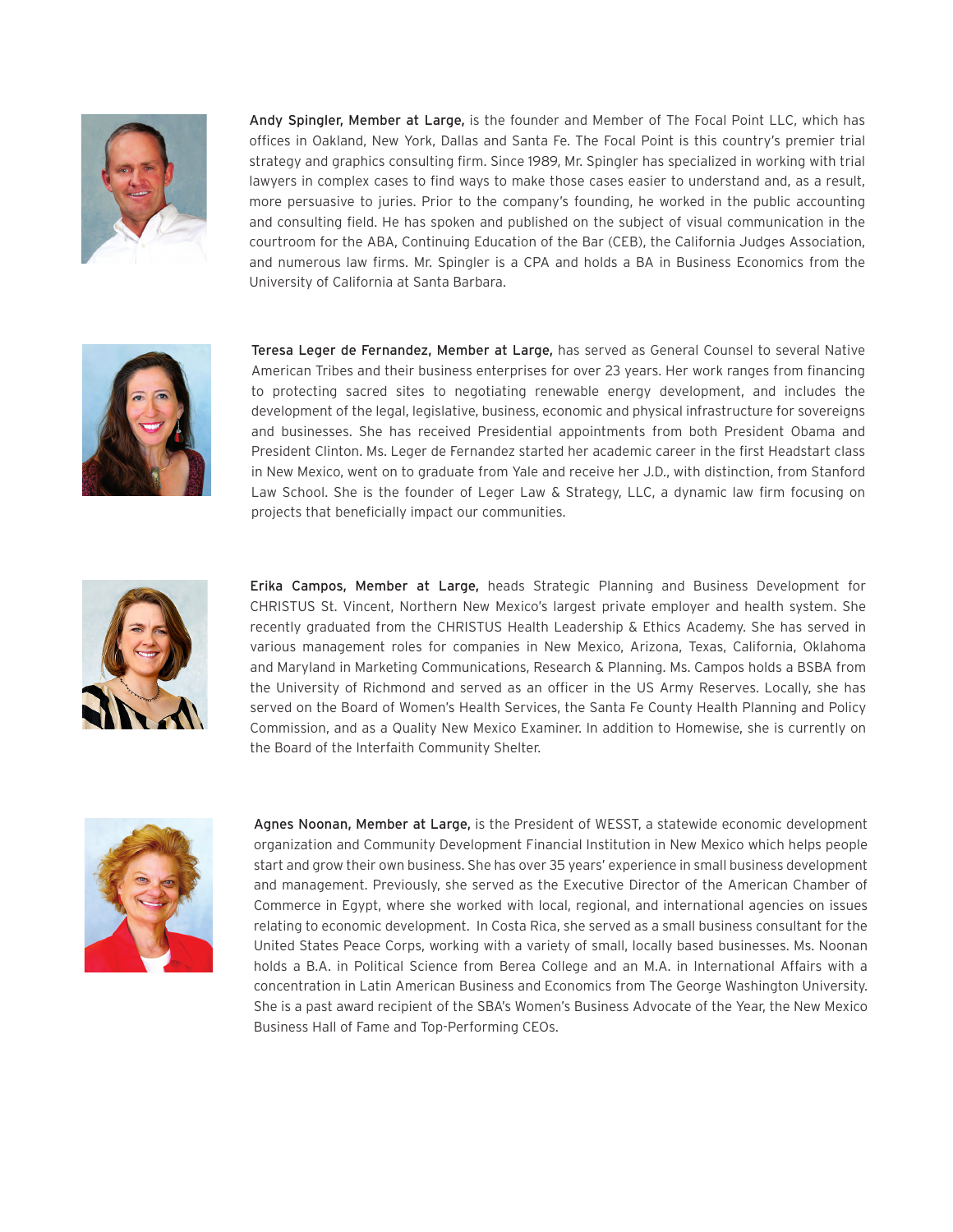**Andy Spingler, Member at Large,** is the founder and Member of The Focal Point LLC, which has offices in Oakland, New York, Dallas and Santa Fe. The Focal Point is this country's premier trial strategy and graphics consulting firm. Since 1989, Mr. Spingler has specialized in working with trial lawyers in complex cases to find ways to make those cases easier to understand and, as a result, more persuasive to juries. Prior to the company's founding, he worked in the public accounting and consulting field. He has spoken and published on the subject of visual communication in the courtroom for the ABA, Continuing Education of the Bar (CEB), the California Judges Association, and numerous law firms. Mr. Spingler is a CPA and holds a BA in Business Economics from the University of California at Santa Barbara.

**Teresa Leger de Fernandez, Member at Large,** has served as General Counsel to several Native American Tribes and their business enterprises for over 23 years. Her work ranges from financing to protecting sacred sites to negotiating renewable energy development, and includes the development of the legal, legislative, business, economic and physical infrastructure for sovereigns and businesses. She has received Presidential appointments from both President Obama and President Clinton. Ms. Leger de Fernandez started her academic career in the first Headstart class in New Mexico, went on to graduate from Yale and receive her J.D., with distinction, from Stanford Law School. She is the founder of Leger Law & Strategy, LLC, a dynamic law firm focusing on projects that beneficially impact our communities.

**Erika Campos, Member at Large,** heads Strategic Planning and Business Development for CHRISTUS St. Vincent, Northern New Mexico's largest private employer and health system. She recently graduated from the CHRISTUS Health Leadership & Ethics Academy. She has served in various management roles for companies in New Mexico, Arizona, Texas, California, Oklahoma and Maryland in Marketing Communications, Research & Planning. Ms. Campos holds a BSBA from the University of Richmond and served as an officer in the US Army Reserves. Locally, she has served on the Board of Women's Health Services, the Santa Fe County Health Planning and Policy Commission, and as a Quality New Mexico Examiner. In addition to Homewise, she is currently on the Board of the Interfaith Community Shelter.

**Agnes Noonan, Member at Large,** is the President of WESST, a statewide economic development organization and Community Development Financial Institution in New Mexico which helps people start and grow their own business. She has over 35 years' experience in small business development and management. Previously, she served as the Executive Director of the American Chamber of Commerce in Egypt, where she worked with local, regional, and international agencies on issues relating to economic development. In Costa Rica, she served as a small business consultant for the United States Peace Corps, working with a variety of small, locally based businesses. Ms. Noonan holds a B.A. in Political Science from Berea College and an M.A. in International Affairs with a concentration in Latin American Business and Economics from The George Washington University. She is a past award recipient of the SBA's Women's Business Advocate of the Year, the New Mexico Business Hall of Fame and Top-Performing CEOs.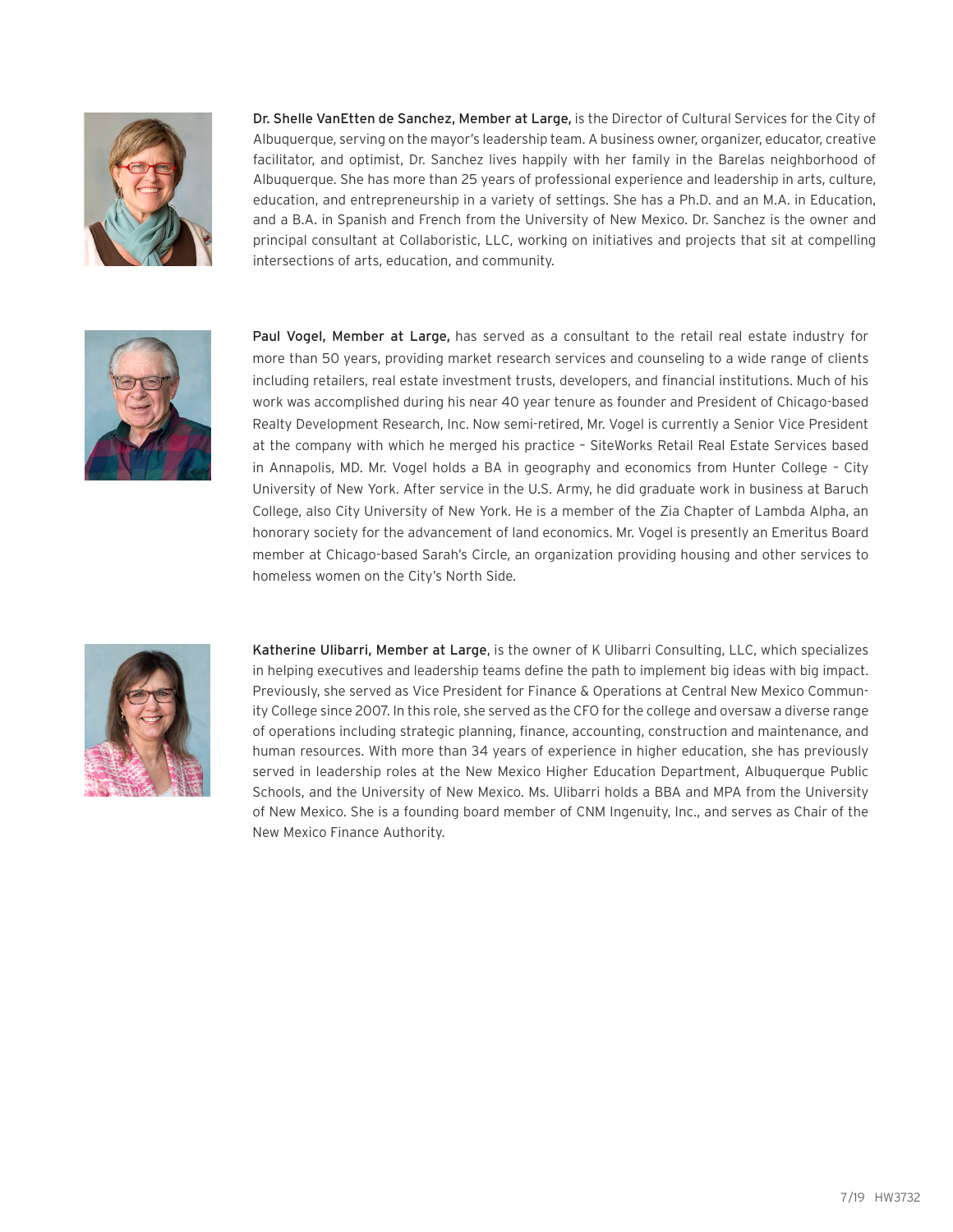**Dr. Shelle VanEtten de Sanchez, Member at Large,** is the Director of Cultural Services for the City of Albuquerque, serving on the mayor's leadership team. A business owner, organizer, educator, creative facilitator, and optimist, Dr. Sanchez lives happily with her family in the Barelas neighborhood of Albuquerque. She has more than 25 years of professional experience and leadership in arts, culture, education, and entrepreneurship in a variety of settings. She has a Ph.D. and an M.A. in Education, and a B.A. in Spanish and French from the University of New Mexico. Dr. Sanchez is the owner and principal consultant at Collaboristic, LLC, working on initiatives and projects that sit at compelling intersections of arts, education, and community.

**Paul Vogel, Member at Large,** has served as a consultant to the retail real estate industry for more than 50 years, providing market research services and counseling to a wide range of clients including retailers, real estate investment trusts, developers, and financial institutions. Much of his work was accomplished during his near 40 year tenure as founder and President of Chicago-based Realty Development Research, Inc. Now semi-retired, Mr. Vogel is currently a Senior Vice President at the company with which he merged his practice – SiteWorks Retail Real Estate Services based in Annapolis, MD. Mr. Vogel holds a BA in geography and economics from Hunter College – City University of New York. After service in the U.S. Army, he did graduate work in business at Baruch College, also City University of New York. He is a member of the Zia Chapter of Lambda Alpha, an honorary society for the advancement of land economics. Mr. Vogel is presently an Emeritus Board member at Chicago-based Sarah's Circle, an organization providing housing and other services to homeless women on the City's North Side.

**Katherine Ulibarri, Member at Large**, is the owner of K Ulibarri Consulting, LLC, which specializes in helping executives and leadership teams define the path to implement big ideas with big impact. Previously, she served as Vice President for Finance & Operations at Central New Mexico Community College since 2007. In this role, she served as the CFO for the college and oversaw a diverse range of operations including strategic planning, finance, accounting, construction and maintenance, and human resources. With more than 34 years of experience in higher education, she has previously served in leadership roles at the New Mexico Higher Education Department, Albuquerque Public Schools, and the University of New Mexico. Ms. Ulibarri holds a BBA and MPA from the University of New Mexico. She is a founding board member of CNM Ingenuity, Inc., and serves as Chair of the New Mexico Finance Authority.

7/19 HW3732